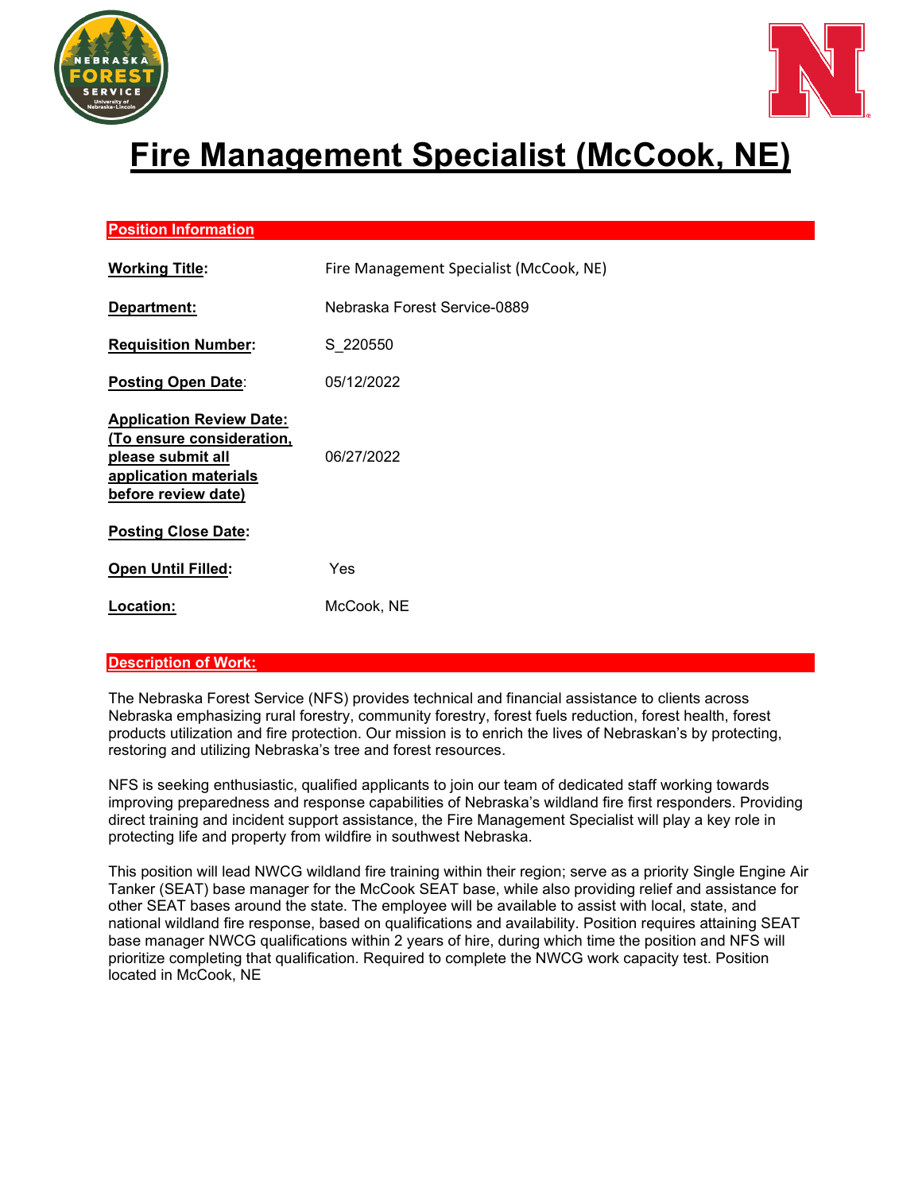# Fire Management Specialist (McCook, NE)

## Position Information

| | |
|---|---|
| **Working Title:** | Fire Management Specialist (McCook, NE) |
| **Department:** | Nebraska Forest Service-0889 |
| **Requisition Number:** | S_220550 |
| **Posting Open Date:** | 05/12/2022 |
| **Application Review Date: (To ensure consideration, please submit all application materials before review date)** | 06/27/2022 |
| **Posting Close Date:** | |
| **Open Until Filled:** | Yes |
| **Location:** | McCook, NE |

## Description of Work:

The Nebraska Forest Service (NFS) provides technical and financial assistance to clients across Nebraska emphasizing rural forestry, community forestry, forest fuels reduction, forest health, forest products utilization and fire protection. Our mission is to enrich the lives of Nebraskan's by protecting, restoring and utilizing Nebraska's tree and forest resources.

NFS is seeking enthusiastic, qualified applicants to join our team of dedicated staff working towards improving preparedness and response capabilities of Nebraska's wildland fire first responders. Providing direct training and incident support assistance, the Fire Management Specialist will play a key role in protecting life and property from wildfire in southwest Nebraska.

This position will lead NWCG wildland fire training within their region; serve as a priority Single Engine Air Tanker (SEAT) base manager for the McCook SEAT base, while also providing relief and assistance for other SEAT bases around the state. The employee will be available to assist with local, state, and national wildland fire response, based on qualifications and availability. Position requires attaining SEAT base manager NWCG qualifications within 2 years of hire, during which time the position and NFS will prioritize completing that qualification. Required to complete the NWCG work capacity test. Position located in McCook, NE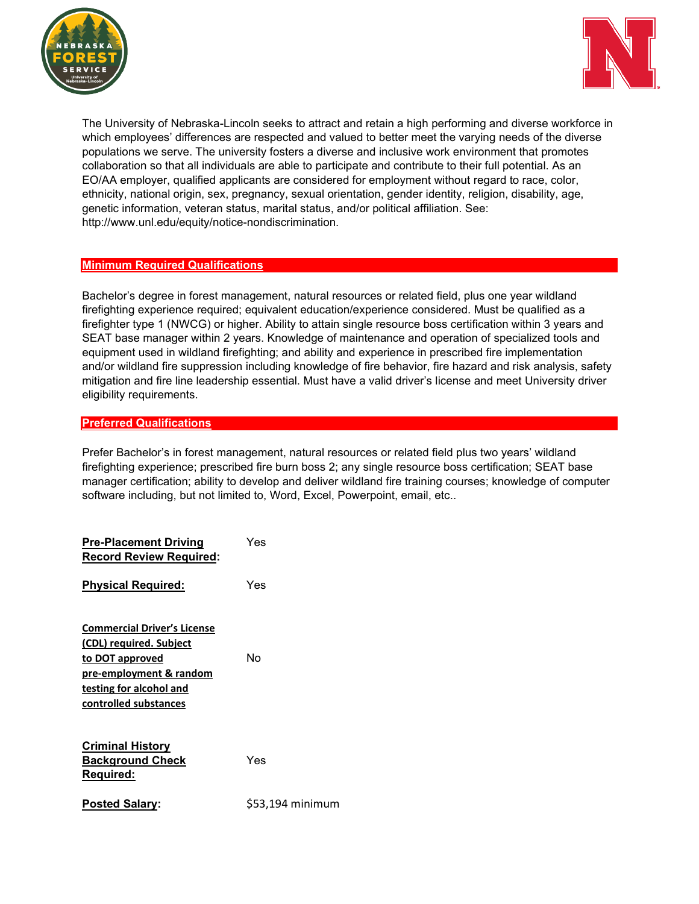The University of Nebraska-Lincoln seeks to attract and retain a high performing and diverse workforce in which employees' differences are respected and valued to better meet the varying needs of the diverse populations we serve. The university fosters a diverse and inclusive work environment that promotes collaboration so that all individuals are able to participate and contribute to their full potential. As an EO/AA employer, qualified applicants are considered for employment without regard to race, color, ethnicity, national origin, sex, pregnancy, sexual orientation, gender identity, religion, disability, age, genetic information, veteran status, marital status, and/or political affiliation. See: http://www.unl.edu/equity/notice-nondiscrimination.

## Minimum Required Qualifications

Bachelor's degree in forest management, natural resources or related field, plus one year wildland firefighting experience required; equivalent education/experience considered. Must be qualified as a firefighter type 1 (NWCG) or higher. Ability to attain single resource boss certification within 3 years and SEAT base manager within 2 years. Knowledge of maintenance and operation of specialized tools and equipment used in wildland firefighting; and ability and experience in prescribed fire implementation and/or wildland fire suppression including knowledge of fire behavior, fire hazard and risk analysis, safety mitigation and fire line leadership essential. Must have a valid driver's license and meet University driver eligibility requirements.

## Preferred Qualifications

Prefer Bachelor's in forest management, natural resources or related field plus two years' wildland firefighting experience; prescribed fire burn boss 2; any single resource boss certification; SEAT base manager certification; ability to develop and deliver wildland fire training courses; knowledge of computer software including, but not limited to, Word, Excel, Powerpoint, email, etc..

**Pre-Placement Driving Record Review Required:** Yes

**Physical Required:** Yes

**Commercial Driver's License (CDL) required. Subject to DOT approved pre-employment & random testing for alcohol and controlled substances** No

**Criminal History Background Check Required:** Yes

**Posted Salary:** $53,194 minimum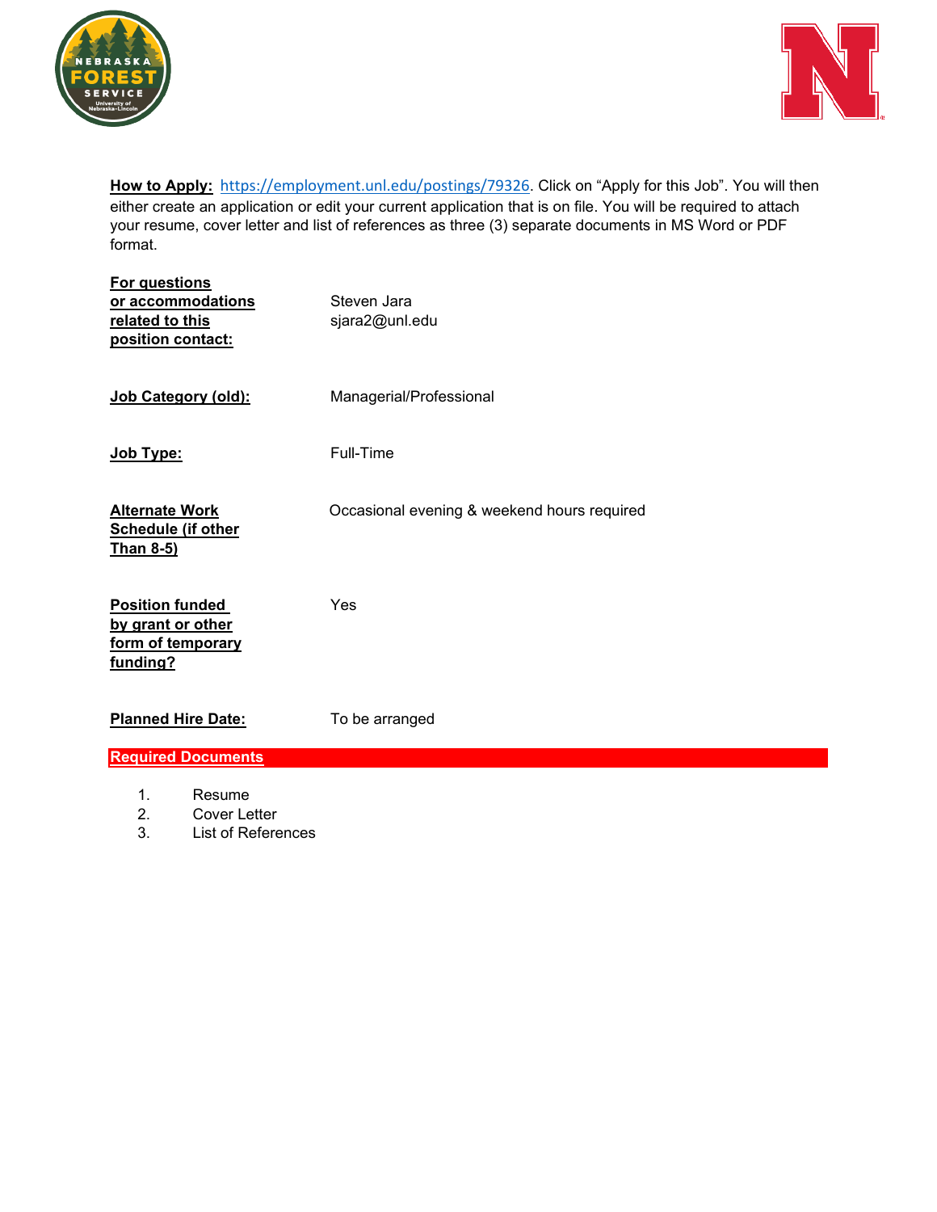**How to Apply:** https://employment.unl.edu/postings/79326. Click on "Apply for this Job". You will then either create an application or edit your current application that is on file. You will be required to attach your resume, cover letter and list of references as three (3) separate documents in MS Word or PDF format.

| | |
|---|---|
| **For questions or accommodations related to this position contact:** | Steven Jara<br>sjara2@unl.edu |
| **Job Category (old):** | Managerial/Professional |
| **Job Type:** | Full-Time |
| **Alternate Work Schedule (if other Than 8-5)** | Occasional evening & weekend hours required |
| **Position funded by grant or other form of temporary funding?** | Yes |
| **Planned Hire Date:** | To be arranged |

**Required Documents**

1. Resume
2. Cover Letter
3. List of References